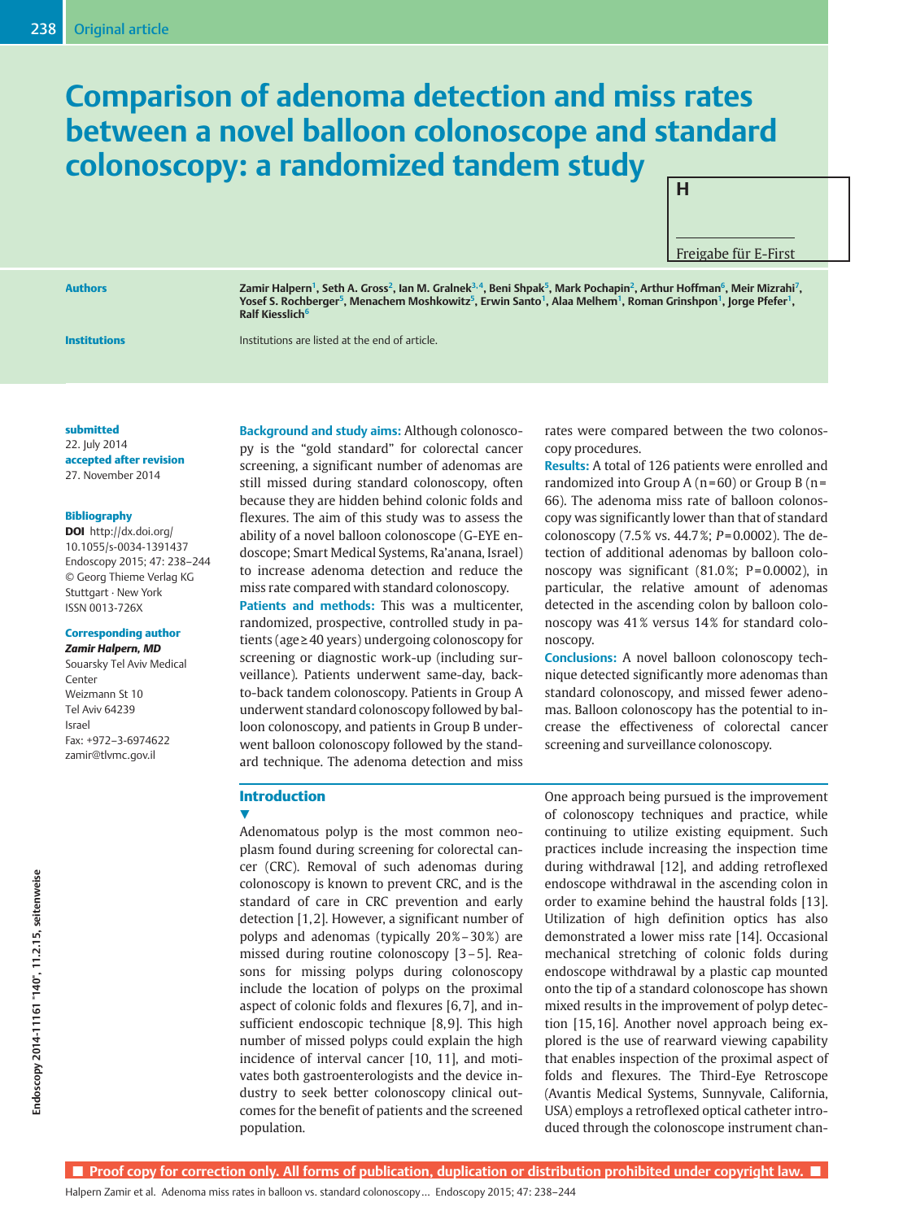Original article

# Comparison of adenoma detection and miss rates between a novel balloon colonoscope and standard colonoscopy: a randomized tandem study

**Authors**

Zamir Halpern[1], Seth A. Gross[2], Ian M. Gralnek[3,4], Beni Shpak[5], Mark Pochapin[2], Arthur Hoffman[6], Meir Mizrahi[7], Yosef S. Rochberger[5], Menachem Moshkowitz[5], Erwin Santo[1], Alaa Melhem[1], Roman Grinshpon[1], Jorge Pfefer[1], Ralf Kiesslich[6]

**Institutions**

Institutions are listed at the end of article.

**submitted**
22. July 2014
**accepted after revision**
27. November 2014

**Bibliography**
**DOI** http://dx.doi.org/10.1055/s-0034-1391437
Endoscopy 2015; 47: 238–244
© Georg Thieme Verlag KG
Stuttgart · New York
ISSN 0013-726X

**Corresponding author**
***Zamir Halpern, MD***
Souarsky Tel Aviv Medical Center
Weizmann St 10
Tel Aviv 64239
Israel
Fax: +972–3-6974622
zamir@tlvmc.gov.il

**Background and study aims:** Although colonoscopy is the "gold standard" for colorectal cancer screening, a significant number of adenomas are still missed during standard colonoscopy, often because they are hidden behind colonic folds and flexures. The aim of this study was to assess the ability of a novel balloon colonoscope (G-EYE endoscope; Smart Medical Systems, Ra'anana, Israel) to increase adenoma detection and reduce the miss rate compared with standard colonoscopy.

**Patients and methods:** This was a multicenter, randomized, prospective, controlled study in patients (age ≥ 40 years) undergoing colonoscopy for screening or diagnostic work-up (including surveillance). Patients underwent same-day, back-to-back tandem colonoscopy. Patients in Group A underwent standard colonoscopy followed by balloon colonoscopy, and patients in Group B underwent balloon colonoscopy followed by the standard technique. The adenoma detection and miss rates were compared between the two colonoscopy procedures.

**Results:** A total of 126 patients were enrolled and randomized into Group A (n = 60) or Group B (n = 66). The adenoma miss rate of balloon colonoscopy was significantly lower than that of standard colonoscopy (7.5 % vs. 44.7 %; $P = 0.0002$). The detection of additional adenomas by balloon colonoscopy was significant (81.0 %; $P = 0.0002$), in particular, the relative amount of adenomas detected in the ascending colon by balloon colonoscopy was 41 % versus 14 % for standard colonoscopy.

**Conclusions:** A novel balloon colonoscopy technique detected significantly more adenomas than standard colonoscopy, and missed fewer adenomas. Balloon colonoscopy has the potential to increase the effectiveness of colorectal cancer screening and surveillance colonoscopy.

## Introduction

Adenomatous polyp is the most common neoplasm found during screening for colorectal cancer (CRC). Removal of such adenomas during colonoscopy is known to prevent CRC, and is the standard of care in CRC prevention and early detection [1,2]. However, a significant number of polyps and adenomas (typically 20 %–30 %) are missed during routine colonoscopy [3–5]. Reasons for missing polyps during colonoscopy include the location of polyps on the proximal aspect of colonic folds and flexures [6,7], and insufficient endoscopic technique [8,9]. This high number of missed polyps could explain the high incidence of interval cancer [10, 11], and motivates both gastroenterologists and the device industry to seek better colonoscopy clinical outcomes for the benefit of patients and the screened population.

One approach being pursued is the improvement of colonoscopy techniques and practice, while continuing to utilize existing equipment. Such practices include increasing the inspection time during withdrawal [12], and adding retroflexed endoscope withdrawal in the ascending colon in order to examine behind the haustral folds [13]. Utilization of high definition optics has also demonstrated a lower miss rate [14]. Occasional mechanical stretching of colonic folds during endoscope withdrawal by a plastic cap mounted onto the tip of a standard colonoscope has shown mixed results in the improvement of polyp detection [15,16]. Another novel approach being explored is the use of rearward viewing capability that enables inspection of the proximal aspect of folds and flexures. The Third-Eye Retroscope (Avantis Medical Systems, Sunnyvale, California, USA) employs a retroflexed optical catheter introduced through the colonoscope instrument chan-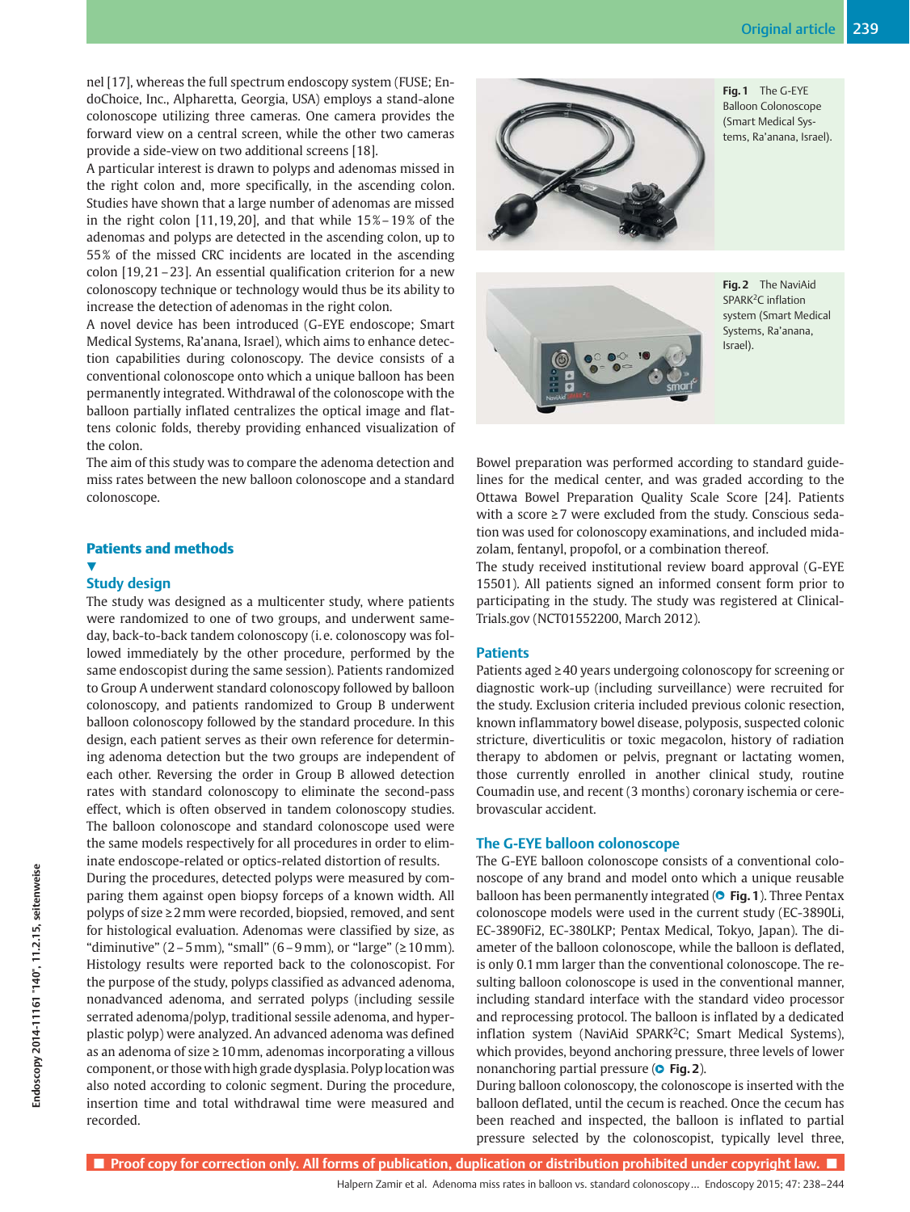nel [17], whereas the full spectrum endoscopy system (FUSE; EndoChoice, Inc., Alpharetta, Georgia, USA) employs a stand-alone colonoscope utilizing three cameras. One camera provides the forward view on a central screen, while the other two cameras provide a side-view on two additional screens [18].

A particular interest is drawn to polyps and adenomas missed in the right colon and, more specifically, in the ascending colon. Studies have shown that a large number of adenomas are missed in the right colon [11,19,20], and that while 15%–19% of the adenomas and polyps are detected in the ascending colon, up to 55% of the missed CRC incidents are located in the ascending colon [19,21–23]. An essential qualification criterion for a new colonoscopy technique or technology would thus be its ability to increase the detection of adenomas in the right colon.

A novel device has been introduced (G-EYE endoscope; Smart Medical Systems, Ra'anana, Israel), which aims to enhance detection capabilities during colonoscopy. The device consists of a conventional colonoscope onto which a unique balloon has been permanently integrated. Withdrawal of the colonoscope with the balloon partially inflated centralizes the optical image and flattens colonic folds, thereby providing enhanced visualization of the colon.

The aim of this study was to compare the adenoma detection and miss rates between the new balloon colonoscope and a standard colonoscope.

## Patients and methods

### Study design

The study was designed as a multicenter study, where patients were randomized to one of two groups, and underwent same-day, back-to-back tandem colonoscopy (i.e. colonoscopy was followed immediately by the other procedure, performed by the same endoscopist during the same session). Patients randomized to Group A underwent standard colonoscopy followed by balloon colonoscopy, and patients randomized to Group B underwent balloon colonoscopy followed by the standard procedure. In this design, each patient serves as their own reference for determining adenoma detection but the two groups are independent of each other. Reversing the order in Group B allowed detection rates with standard colonoscopy to eliminate the second-pass effect, which is often observed in tandem colonoscopy studies. The balloon colonoscope and standard colonoscope used were the same models respectively for all procedures in order to eliminate endoscope-related or optics-related distortion of results.

During the procedures, detected polyps were measured by comparing them against open biopsy forceps of a known width. All polyps of size ≥2mm were recorded, biopsied, removed, and sent for histological evaluation. Adenomas were classified by size, as "diminutive" (2–5mm), "small" (6–9mm), or "large" (≥10mm). Histology results were reported back to the colonoscopist. For the purpose of the study, polyps classified as advanced adenoma, nonadvanced adenoma, and serrated polyps (including sessile serrated adenoma/polyp, traditional sessile adenoma, and hyperplastic polyp) were analyzed. An advanced adenoma was defined as an adenoma of size ≥10mm, adenomas incorporating a villous component, or those with high grade dysplasia. Polyp location was also noted according to colonic segment. During the procedure, insertion time and total withdrawal time were measured and recorded.

Fig. 1 The G-EYE Balloon Colonoscope (Smart Medical Systems, Ra'anana, Israel).

Fig. 2 The NaviAid SPARK$^2$C inflation system (Smart Medical Systems, Ra'anana, Israel).

Bowel preparation was performed according to standard guidelines for the medical center, and was graded according to the Ottawa Bowel Preparation Quality Scale Score [24]. Patients with a score ≥7 were excluded from the study. Conscious sedation was used for colonoscopy examinations, and included midazolam, fentanyl, propofol, or a combination thereof.

The study received institutional review board approval (G-EYE 15501). All patients signed an informed consent form prior to participating in the study. The study was registered at ClinicalTrials.gov (NCT01552200, March 2012).

### Patients

Patients aged ≥40 years undergoing colonoscopy for screening or diagnostic work-up (including surveillance) were recruited for the study. Exclusion criteria included previous colonic resection, known inflammatory bowel disease, polyposis, suspected colonic stricture, diverticulitis or toxic megacolon, history of radiation therapy to abdomen or pelvis, pregnant or lactating women, those currently enrolled in another clinical study, routine Coumadin use, and recent (3 months) coronary ischemia or cerebrovascular accident.

### The G-EYE balloon colonoscope

The G-EYE balloon colonoscope consists of a conventional colonoscope of any brand and model onto which a unique reusable balloon has been permanently integrated (Fig. 1). Three Pentax colonoscope models were used in the current study (EC-3890Li, EC-3890Fi2, EC-380LKP; Pentax Medical, Tokyo, Japan). The diameter of the balloon colonoscope, while the balloon is deflated, is only 0.1mm larger than the conventional colonoscope. The resulting balloon colonoscope is used in the conventional manner, including standard interface with the standard video processor and reprocessing protocol. The balloon is inflated by a dedicated inflation system (NaviAid SPARK$^2$C; Smart Medical Systems), which provides, beyond anchoring pressure, three levels of lower nonanchoring partial pressure (Fig. 2).

During balloon colonoscopy, the colonoscope is inserted with the balloon deflated, until the cecum is reached. Once the cecum has been reached and inspected, the balloon is inflated to partial pressure selected by the colonoscopist, typically level three,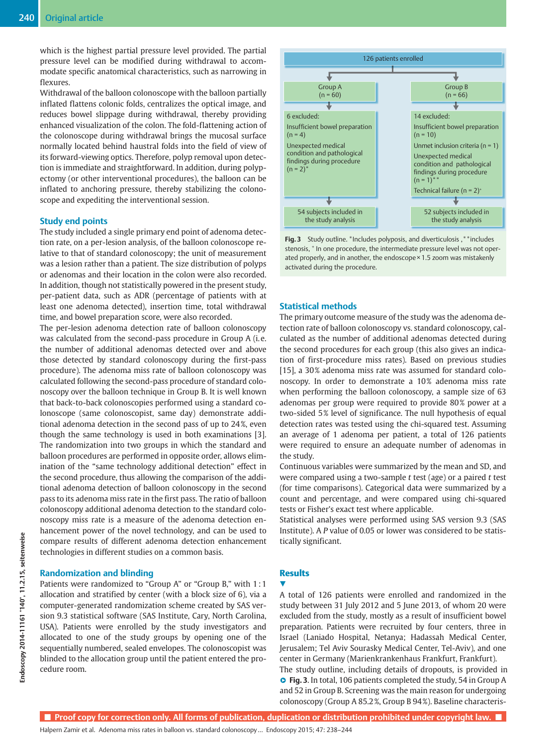which is the highest partial pressure level provided. The partial pressure level can be modified during withdrawal to accommodate specific anatomical characteristics, such as narrowing in flexures.

Withdrawal of the balloon colonoscope with the balloon partially inflated flattens colonic folds, centralizes the optical image, and reduces bowel slippage during withdrawal, thereby providing enhanced visualization of the colon. The fold-flattening action of the colonoscope during withdrawal brings the mucosal surface normally located behind haustral folds into the field of view of its forward-viewing optics. Therefore, polyp removal upon detection is immediate and straightforward. In addition, during polypectomy (or other interventional procedures), the balloon can be inflated to anchoring pressure, thereby stabilizing the colonoscope and expediting the interventional session.

## Study end points

The study included a single primary end point of adenoma detection rate, on a per-lesion analysis, of the balloon colonoscope relative to that of standard colonoscopy; the unit of measurement was a lesion rather than a patient. The size distribution of polyps or adenomas and their location in the colon were also recorded. In addition, though not statistically powered in the present study, per-patient data, such as ADR (percentage of patients with at least one adenoma detected), insertion time, total withdrawal time, and bowel preparation score, were also recorded.

The per-lesion adenoma detection rate of balloon colonoscopy was calculated from the second-pass procedure in Group A (i.e. the number of additional adenomas detected over and above those detected by standard colonoscopy during the first-pass procedure). The adenoma miss rate of balloon colonoscopy was calculated following the second-pass procedure of standard colonoscopy over the balloon technique in Group B. It is well known that back-to-back colonoscopies performed using a standard colonoscope (same colonoscopist, same day) demonstrate additional adenoma detection in the second pass of up to 24%, even though the same technology is used in both examinations [3]. The randomization into two groups in which the standard and balloon procedures are performed in opposite order, allows elimination of the "same technology additional detection" effect in the second procedure, thus allowing the comparison of the additional adenoma detection of balloon colonoscopy in the second pass to its adenoma miss rate in the first pass. The ratio of balloon colonoscopy additional adenoma detection to the standard colonoscopy miss rate is a measure of the adenoma detection enhancement power of the novel technology, and can be used to compare results of different adenoma detection enhancement technologies in different studies on a common basis.

## Randomization and blinding

Patients were randomized to "Group A" or "Group B," with 1:1 allocation and stratified by center (with a block size of 6), via a computer-generated randomization scheme created by SAS version 9.3 statistical software (SAS Institute, Cary, North Carolina, USA). Patients were enrolled by the study investigators and allocated to one of the study groups by opening one of the sequentially numbered, sealed envelopes. The colonoscopist was blinded to the allocation group until the patient entered the procedure room.

126 patients enrolled

- Group A (n = 60)
  - 6 excluded:
    - Insufficient bowel preparation (n = 4)
    - Unexpected medical condition and pathological findings during procedure (n = 2)*
  - 54 subjects included in the study analysis
- Group B (n = 66)
  - 14 excluded:
    - Insufficient bowel preparation (n = 10)
    - Unmet inclusion criteria (n = 1)
    - Unexpected medical condition and pathological findings during procedure (n = 1)**
    - Technical failure (n = 2)+
  - 52 subjects included in the study analysis

**Fig. 3** Study outline. *Includes polyposis, and diverticulosis, **includes stenosis, + In one procedure, the intermediate pressure level was not operated properly, and in another, the endoscope × 1.5 zoom was mistakenly activated during the procedure.

## Statistical methods

The primary outcome measure of the study was the adenoma detection rate of balloon colonoscopy vs. standard colonoscopy, calculated as the number of additional adenomas detected during the second procedures for each group (this also gives an indication of first-procedure miss rates). Based on previous studies [15], a 30% adenoma miss rate was assumed for standard colonoscopy. In order to demonstrate a 10% adenoma miss rate when performing the balloon colonoscopy, a sample size of 63 adenomas per group were required to provide 80% power at a two-sided 5% level of significance. The null hypothesis of equal detection rates was tested using the chi-squared test. Assuming an average of 1 adenoma per patient, a total of 126 patients were required to ensure an adequate number of adenomas in the study.

Continuous variables were summarized by the mean and SD, and were compared using a two-sample *t* test (age) or a paired *t* test (for time comparisons). Categorical data were summarized by a count and percentage, and were compared using chi-squared tests or Fisher's exact test where applicable.

Statistical analyses were performed using SAS version 9.3 (SAS Institute). A *P* value of 0.05 or lower was considered to be statistically significant.

## Results

A total of 126 patients were enrolled and randomized in the study between 31 July 2012 and 5 June 2013, of whom 20 were excluded from the study, mostly as a result of insufficient bowel preparation. Patients were recruited by four centers, three in Israel (Laniado Hospital, Netanya; Hadassah Medical Center, Jerusalem; Tel Aviv Sourasky Medical Center, Tel-Aviv), and one center in Germany (Marienkrankenhaus Frankfurt, Frankfurt).

The study outline, including details of dropouts, is provided in **Fig. 3**. In total, 106 patients completed the study, 54 in Group A and 52 in Group B. Screening was the main reason for undergoing colonoscopy (Group A 85.2%, Group B 94%). Baseline characteris-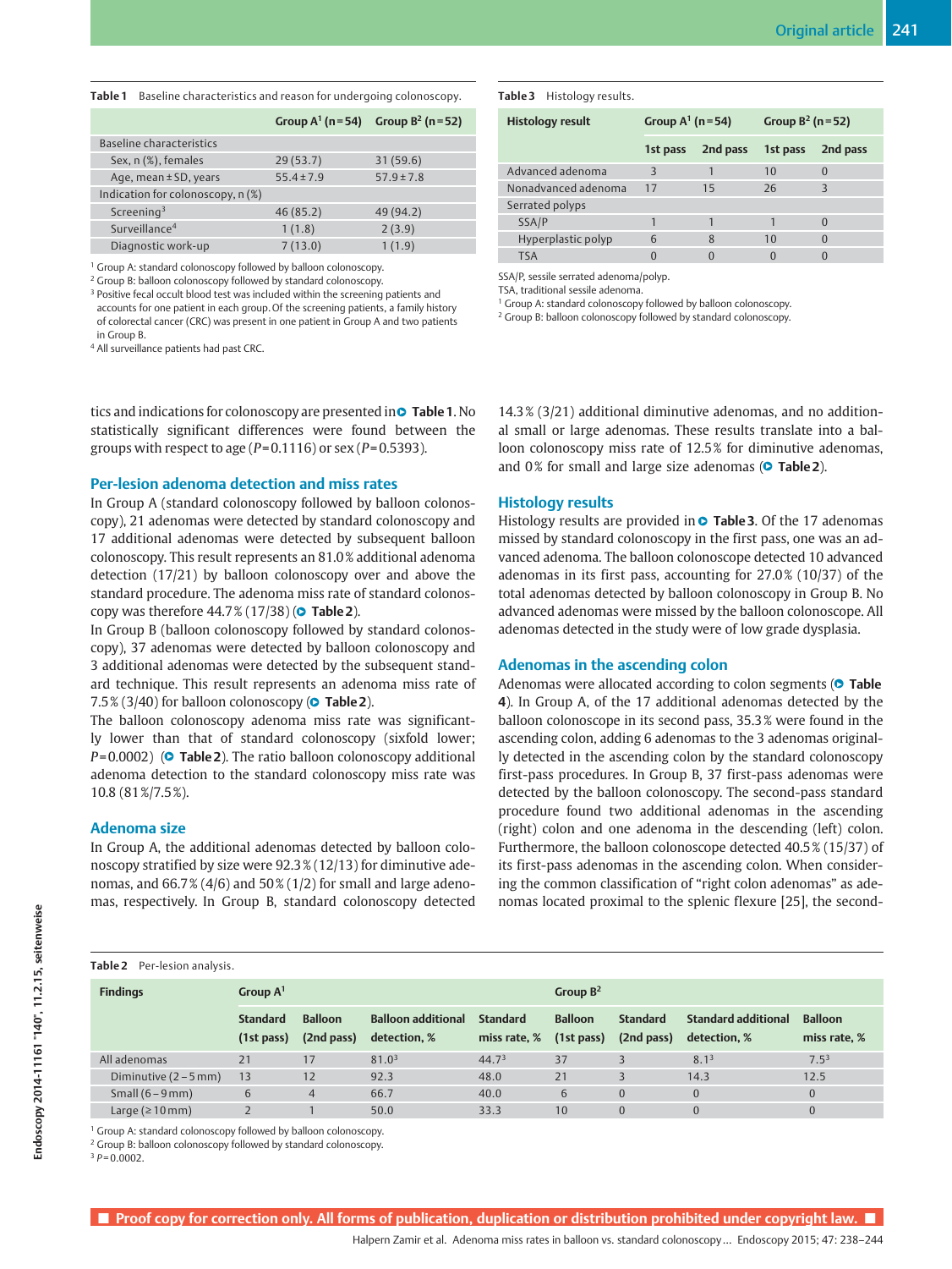**Table 1** Baseline characteristics and reason for undergoing colonoscopy.

| | Group A[1] (n = 54) | Group B[2] (n = 52) |
|---|---|---|
| Baseline characteristics | | |
| Sex, n (%), females | 29 (53.7) | 31 (59.6) |
| Age, mean ± SD, years | 55.4 ± 7.9 | 57.9 ± 7.8 |
| Indication for colonoscopy, n (%) | | |
| Screening[3] | 46 (85.2) | 49 (94.2) |
| Surveillance[4] | 1 (1.8) | 2 (3.9) |
| Diagnostic work-up | 7 (13.0) | 1 (1.9) |

[1] Group A: standard colonoscopy followed by balloon colonoscopy.
[2] Group B: balloon colonoscopy followed by standard colonoscopy.
[3] Positive fecal occult blood test was included within the screening patients and accounts for one patient in each group. Of the screening patients, a family history of colorectal cancer (CRC) was present in one patient in Group A and two patients in Group B.
[4] All surveillance patients had past CRC.

**Table 3** Histology results.

| Histology result | Group A[1] (n = 54) | | Group B[2] (n = 52) | |
|---|---|---|---|---|
| | 1st pass | 2nd pass | 1st pass | 2nd pass |
| Advanced adenoma | 3 | 1 | 10 | 0 |
| Nonadvanced adenoma | 17 | 15 | 26 | 3 |
| Serrated polyps | | | | |
| SSA/P | 1 | 1 | 1 | 0 |
| Hyperplastic polyp | 6 | 8 | 10 | 0 |
| TSA | 0 | 0 | 0 | 0 |

SSA/P, sessile serrated adenoma/polyp.
TSA, traditional sessile adenoma.
[1] Group A: standard colonoscopy followed by balloon colonoscopy.
[2] Group B: balloon colonoscopy followed by standard colonoscopy.

tics and indications for colonoscopy are presented in Table 1. No statistically significant differences were found between the groups with respect to age ($P$ = 0.1116) or sex ($P$ = 0.5393).

## Per-lesion adenoma detection and miss rates

In Group A (standard colonoscopy followed by balloon colonoscopy), 21 adenomas were detected by standard colonoscopy and 17 additional adenomas were detected by subsequent balloon colonoscopy. This result represents an 81.0 % additional adenoma detection (17/21) by balloon colonoscopy over and above the standard procedure. The adenoma miss rate of standard colonoscopy was therefore 44.7 % (17/38) (Table 2).

In Group B (balloon colonoscopy followed by standard colonoscopy), 37 adenomas were detected by balloon colonoscopy and 3 additional adenomas were detected by the subsequent standard technique. This result represents an adenoma miss rate of 7.5 % (3/40) for balloon colonoscopy (Table 2).

The balloon colonoscopy adenoma miss rate was significantly lower than that of standard colonoscopy (sixfold lower; $P$ = 0.0002) (Table 2). The ratio balloon colonoscopy additional adenoma detection to the standard colonoscopy miss rate was 10.8 (81 %/7.5 %).

## Adenoma size

In Group A, the additional adenomas detected by balloon colonoscopy stratified by size were 92.3 % (12/13) for diminutive adenomas, and 66.7 % (4/6) and 50 % (1/2) for small and large adenomas, respectively. In Group B, standard colonoscopy detected 14.3 % (3/21) additional diminutive adenomas, and no additional small or large adenomas. These results translate into a balloon colonoscopy miss rate of 12.5 % for diminutive adenomas, and 0 % for small and large size adenomas (Table 2).

## Histology results

Histology results are provided in Table 3. Of the 17 adenomas missed by standard colonoscopy in the first pass, one was an advanced adenoma. The balloon colonoscope detected 10 advanced adenomas in its first pass, accounting for 27.0 % (10/37) of the total adenomas detected by balloon colonoscopy in Group B. No advanced adenomas were missed by the balloon colonoscope. All adenomas detected in the study were of low grade dysplasia.

## Adenomas in the ascending colon

Adenomas were allocated according to colon segments (Table 4). In Group A, of the 17 additional adenomas detected by the balloon colonoscope in its second pass, 35.3 % were found in the ascending colon, adding 6 adenomas to the 3 adenomas originally detected in the ascending colon by the standard colonoscopy first-pass procedures. In Group B, 37 first-pass adenomas were detected by the balloon colonoscopy. The second-pass standard procedure found two additional adenomas in the ascending (right) colon and one adenoma in the descending (left) colon. Furthermore, the balloon colonoscope detected 40.5 % (15/37) of its first-pass adenomas in the ascending colon. When considering the common classification of "right colon adenomas" as adenomas located proximal to the splenic flexure [25], the second-

**Table 2** Per-lesion analysis.

| Findings | Group A[1] | | | | Group B[2] | | | |
|---|---|---|---|---|---|---|---|---|
| | Standard (1st pass) | Balloon (2nd pass) | Balloon additional detection, % | Standard miss rate, % | Balloon (1st pass) | Standard (2nd pass) | Standard additional detection, % | Balloon miss rate, % |
| All adenomas | 21 | 17 | 81.0[3] | 44.7[3] | 37 | 3 | 8.1[3] | 7.5[3] |
| Diminutive (2 – 5 mm) | 13 | 12 | 92.3 | 48.0 | 21 | 3 | 14.3 | 12.5 |
| Small (6 – 9 mm) | 6 | 4 | 66.7 | 40.0 | 6 | 0 | 0 | 0 |
| Large (≥ 10 mm) | 2 | 1 | 50.0 | 33.3 | 10 | 0 | 0 | 0 |

[1] Group A: standard colonoscopy followed by balloon colonoscopy.
[2] Group B: balloon colonoscopy followed by standard colonoscopy.
[3] $P$ = 0.0002.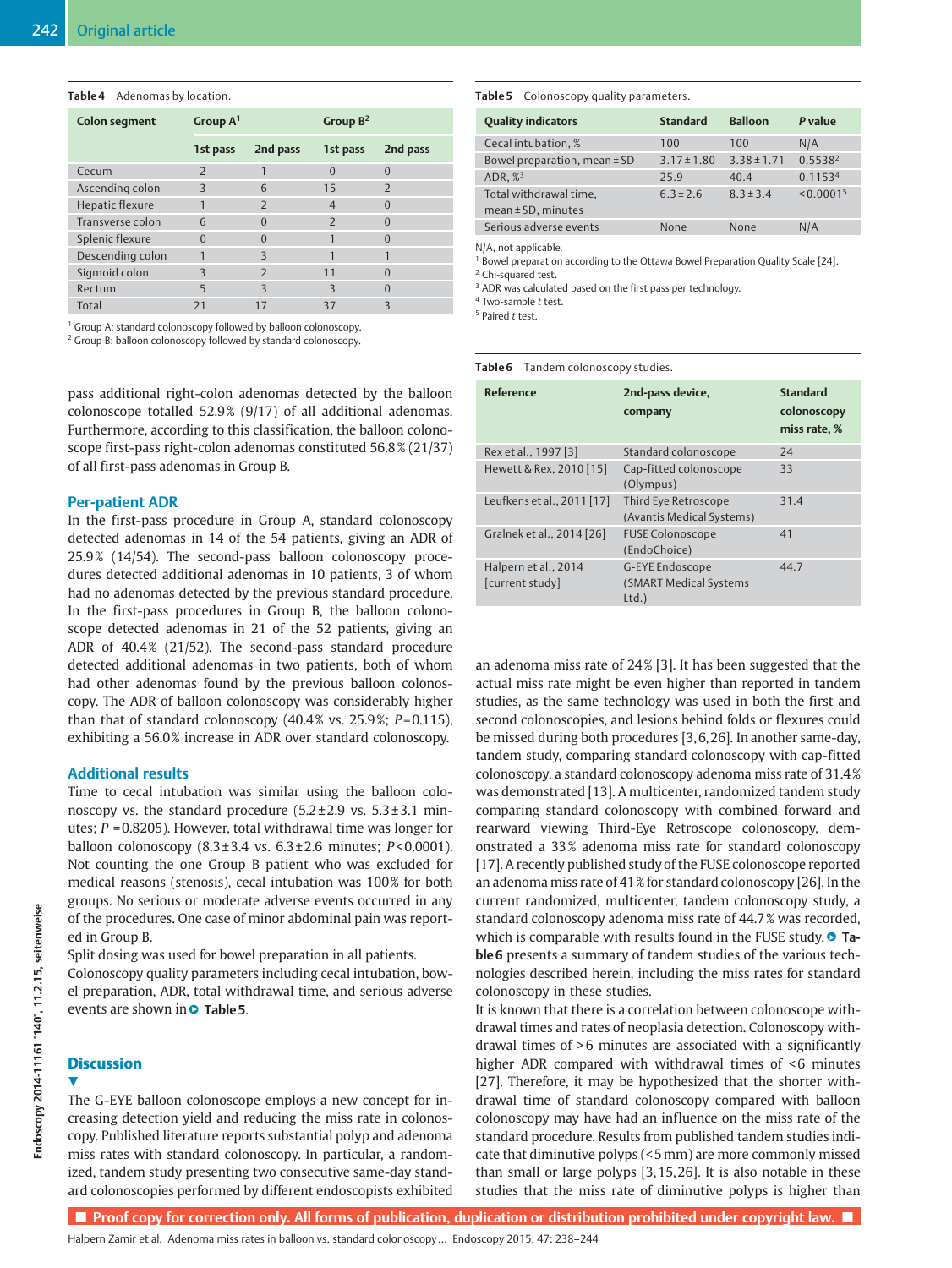**Table 4** Adenomas by location.

| Colon segment | Group A[1] | | Group B[2] | |
|---|---|---|---|---|
| | 1st pass | 2nd pass | 1st pass | 2nd pass |
| Cecum | 2 | 1 | 0 | 0 |
| Ascending colon | 3 | 6 | 15 | 2 |
| Hepatic flexure | 1 | 2 | 4 | 0 |
| Transverse colon | 6 | 0 | 2 | 0 |
| Splenic flexure | 0 | 0 | 1 | 0 |
| Descending colon | 1 | 3 | 1 | 1 |
| Sigmoid colon | 3 | 2 | 11 | 0 |
| Rectum | 5 | 3 | 3 | 0 |
| Total | 21 | 17 | 37 | 3 |

[1] Group A: standard colonoscopy followed by balloon colonoscopy.
[2] Group B: balloon colonoscopy followed by standard colonoscopy.

pass additional right-colon adenomas detected by the balloon colonoscope totalled 52.9% (9/17) of all additional adenomas. Furthermore, according to this classification, the balloon colonoscope first-pass right-colon adenomas constituted 56.8% (21/37) of all first-pass adenomas in Group B.

### Per-patient ADR

In the first-pass procedure in Group A, standard colonoscopy detected adenomas in 14 of the 54 patients, giving an ADR of 25.9% (14/54). The second-pass balloon colonoscopy procedures detected additional adenomas in 10 patients, 3 of whom had no adenomas detected by the previous standard procedure. In the first-pass procedures in Group B, the balloon colonoscope detected adenomas in 21 of the 52 patients, giving an ADR of 40.4% (21/52). The second-pass standard procedure detected additional adenomas in two patients, both of whom had other adenomas found by the previous balloon colonoscopy. The ADR of balloon colonoscopy was considerably higher than that of standard colonoscopy (40.4% vs. 25.9%; $P$=0.115), exhibiting a 56.0% increase in ADR over standard colonoscopy.

### Additional results

Time to cecal intubation was similar using the balloon colonoscopy vs. the standard procedure (5.2±2.9 vs. 5.3±3.1 minutes; $P$ =0.8205). However, total withdrawal time was longer for balloon colonoscopy (8.3±3.4 vs. 6.3±2.6 minutes; $P$<0.0001). Not counting the one Group B patient who was excluded for medical reasons (stenosis), cecal intubation was 100% for both groups. No serious or moderate adverse events occurred in any of the procedures. One case of minor abdominal pain was reported in Group B.

Split dosing was used for bowel preparation in all patients.

Colonoscopy quality parameters including cecal intubation, bowel preparation, ADR, total withdrawal time, and serious adverse events are shown in **Table 5**.

## Discussion

The G-EYE balloon colonoscope employs a new concept for increasing detection yield and reducing the miss rate in colonoscopy. Published literature reports substantial polyp and adenoma miss rates with standard colonoscopy. In particular, a randomized, tandem study presenting two consecutive same-day standard colonoscopies performed by different endoscopists exhibited an adenoma miss rate of 24% [3]. It has been suggested that the actual miss rate might be even higher than reported in tandem studies, as the same technology was used in both the first and second colonoscopies, and lesions behind folds or flexures could be missed during both procedures [3,6,26]. In another same-day, tandem study, comparing standard colonoscopy with cap-fitted colonoscopy, a standard colonoscopy adenoma miss rate of 31.4% was demonstrated [13]. A multicenter, randomized tandem study comparing standard colonoscopy with combined forward and rearward viewing Third-Eye Retroscope colonoscopy, demonstrated a 33% adenoma miss rate for standard colonoscopy [17]. A recently published study of the FUSE colonoscope reported an adenoma miss rate of 41% for standard colonoscopy [26]. In the current randomized, multicenter, tandem colonoscopy study, a standard colonoscopy adenoma miss rate of 44.7% was recorded, which is comparable with results found in the FUSE study. **Table 6** presents a summary of tandem studies of the various technologies described herein, including the miss rates for standard colonoscopy in these studies.

It is known that there is a correlation between colonoscope withdrawal times and rates of neoplasia detection. Colonoscopy withdrawal times of >6 minutes are associated with a significantly higher ADR compared with withdrawal times of <6 minutes [27]. Therefore, it may be hypothesized that the shorter withdrawal time of standard colonoscopy compared with balloon colonoscopy may have had an influence on the miss rate of the standard procedure. Results from published tandem studies indicate that diminutive polyps (<5 mm) are more commonly missed than small or large polyps [3,15,26]. It is also notable in these studies that the miss rate of diminutive polyps is higher than

**Table 5** Colonoscopy quality parameters.

| Quality indicators | Standard | Balloon | P value |
|---|---|---|---|
| Cecal intubation, % | 100 | 100 | N/A |
| Bowel preparation, mean ± SD[1] | 3.17 ± 1.80 | 3.38 ± 1.71 | 0.5538[2] |
| ADR, %[3] | 25.9 | 40.4 | 0.1153[4] |
| Total withdrawal time, mean ± SD, minutes | 6.3 ± 2.6 | 8.3 ± 3.4 | <0.0001[5] |
| Serious adverse events | None | None | N/A |

N/A, not applicable.
[1] Bowel preparation according to the Ottawa Bowel Preparation Quality Scale [24].
[2] Chi-squared test.
[3] ADR was calculated based on the first pass per technology.
[4] Two-sample *t* test.
[5] Paired *t* test.

**Table 6** Tandem colonoscopy studies.

| Reference | 2nd-pass device, company | Standard colonoscopy miss rate, % |
|---|---|---|
| Rex et al., 1997 [3] | Standard colonoscope | 24 |
| Hewett & Rex, 2010 [15] | Cap-fitted colonoscope (Olympus) | 33 |
| Leufkens et al., 2011 [17] | Third Eye Retroscope (Avantis Medical Systems) | 31.4 |
| Gralnek et al., 2014 [26] | FUSE Colonoscope (EndoChoice) | 41 |
| Halpern et al., 2014 [current study] | G-EYE Endoscope (SMART Medical Systems Ltd.) | 44.7 |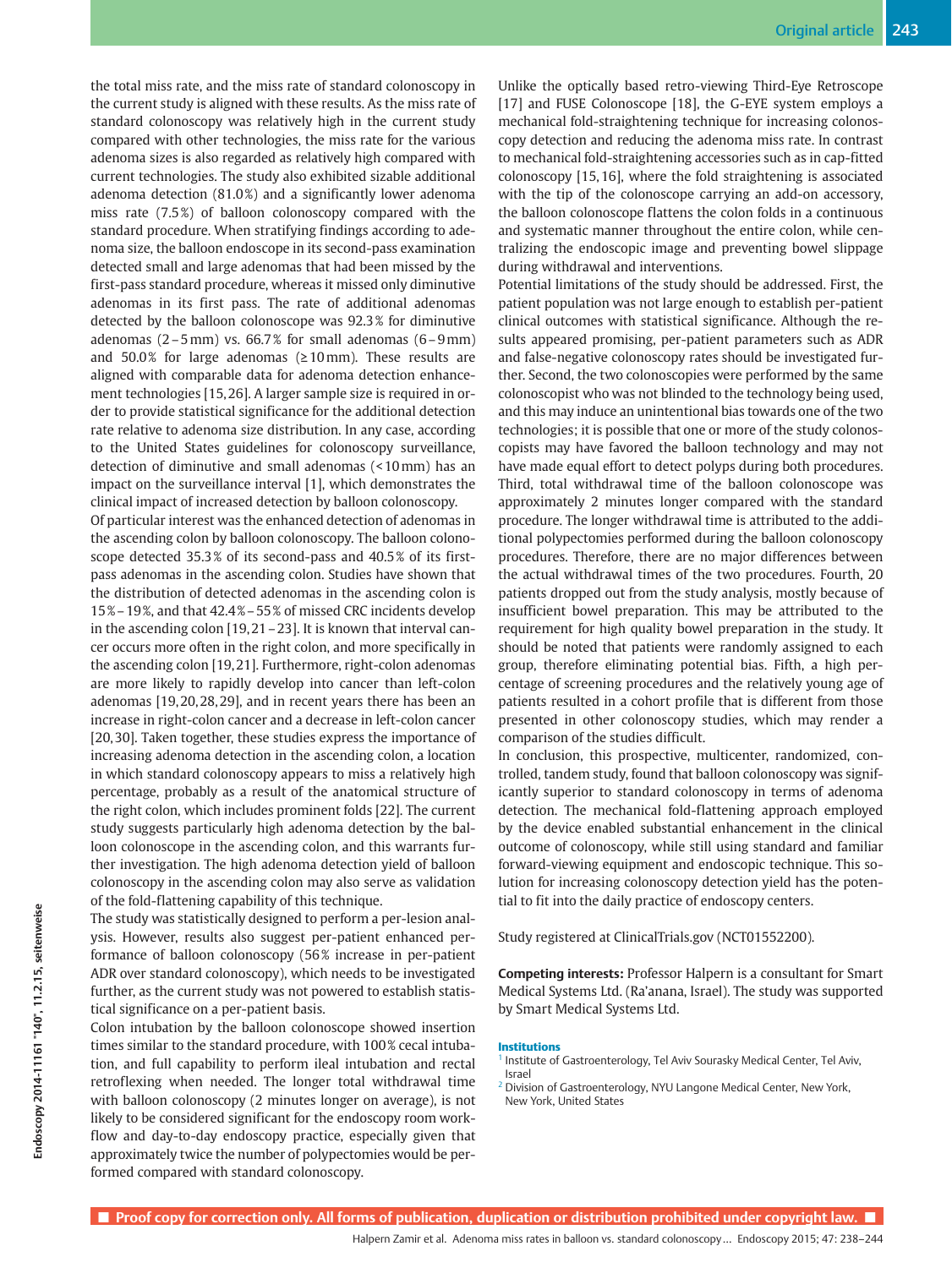the total miss rate, and the miss rate of standard colonoscopy in the current study is aligned with these results. As the miss rate of standard colonoscopy was relatively high in the current study compared with other technologies, the miss rate for the various adenoma sizes is also regarded as relatively high compared with current technologies. The study also exhibited sizable additional adenoma detection (81.0%) and a significantly lower adenoma miss rate (7.5%) of balloon colonoscopy compared with the standard procedure. When stratifying findings according to adenoma size, the balloon endoscope in its second-pass examination detected small and large adenomas that had been missed by the first-pass standard procedure, whereas it missed only diminutive adenomas in its first pass. The rate of additional adenomas detected by the balloon colonoscope was 92.3% for diminutive adenomas (2–5 mm) vs. 66.7% for small adenomas (6–9 mm) and 50.0% for large adenomas (≥ 10 mm). These results are aligned with comparable data for adenoma detection enhancement technologies [15,26]. A larger sample size is required in order to provide statistical significance for the additional detection rate relative to adenoma size distribution. In any case, according to the United States guidelines for colonoscopy surveillance, detection of diminutive and small adenomas (< 10 mm) has an impact on the surveillance interval [1], which demonstrates the clinical impact of increased detection by balloon colonoscopy.

Of particular interest was the enhanced detection of adenomas in the ascending colon by balloon colonoscopy. The balloon colonoscope detected 35.3% of its second-pass and 40.5% of its first-pass adenomas in the ascending colon. Studies have shown that the distribution of detected adenomas in the ascending colon is 15%–19%, and that 42.4%–55% of missed CRC incidents develop in the ascending colon [19,21–23]. It is known that interval cancer occurs more often in the right colon, and more specifically in the ascending colon [19,21]. Furthermore, right-colon adenomas are more likely to rapidly develop into cancer than left-colon adenomas [19,20,28,29], and in recent years there has been an increase in right-colon cancer and a decrease in left-colon cancer [20,30]. Taken together, these studies express the importance of increasing adenoma detection in the ascending colon, a location in which standard colonoscopy appears to miss a relatively high percentage, probably as a result of the anatomical structure of the right colon, which includes prominent folds [22]. The current study suggests particularly high adenoma detection by the balloon colonoscope in the ascending colon, and this warrants further investigation. The high adenoma detection yield of balloon colonoscopy in the ascending colon may also serve as validation of the fold-flattening capability of this technique.

The study was statistically designed to perform a per-lesion analysis. However, results also suggest per-patient enhanced performance of balloon colonoscopy (56% increase in per-patient ADR over standard colonoscopy), which needs to be investigated further, as the current study was not powered to establish statistical significance on a per-patient basis.

Colon intubation by the balloon colonoscope showed insertion times similar to the standard procedure, with 100% cecal intubation, and full capability to perform ileal intubation and rectal retroflexing when needed. The longer total withdrawal time with balloon colonoscopy (2 minutes longer on average), is not likely to be considered significant for the endoscopy room workflow and day-to-day endoscopy practice, especially given that approximately twice the number of polypectomies would be performed compared with standard colonoscopy.

Unlike the optically based retro-viewing Third-Eye Retroscope [17] and FUSE Colonoscope [18], the G-EYE system employs a mechanical fold-straightening technique for increasing colonoscopy detection and reducing the adenoma miss rate. In contrast to mechanical fold-straightening accessories such as in cap-fitted colonoscopy [15,16], where the fold straightening is associated with the tip of the colonoscope carrying an add-on accessory, the balloon colonoscope flattens the colon folds in a continuous and systematic manner throughout the entire colon, while centralizing the endoscopic image and preventing bowel slippage during withdrawal and interventions.

Potential limitations of the study should be addressed. First, the patient population was not large enough to establish per-patient clinical outcomes with statistical significance. Although the results appeared promising, per-patient parameters such as ADR and false-negative colonoscopy rates should be investigated further. Second, the two colonoscopies were performed by the same colonoscopist who was not blinded to the technology being used, and this may induce an unintentional bias towards one of the two technologies; it is possible that one or more of the study colonoscopists may have favored the balloon technology and may not have made equal effort to detect polyps during both procedures. Third, total withdrawal time of the balloon colonoscope was approximately 2 minutes longer compared with the standard procedure. The longer withdrawal time is attributed to the additional polypectomies performed during the balloon colonoscopy procedures. Therefore, there are no major differences between the actual withdrawal times of the two procedures. Fourth, 20 patients dropped out from the study analysis, mostly because of insufficient bowel preparation. This may be attributed to the requirement for high quality bowel preparation in the study. It should be noted that patients were randomly assigned to each group, therefore eliminating potential bias. Fifth, a high percentage of screening procedures and the relatively young age of patients resulted in a cohort profile that is different from those presented in other colonoscopy studies, which may render a comparison of the studies difficult.

In conclusion, this prospective, multicenter, randomized, controlled, tandem study, found that balloon colonoscopy was significantly superior to standard colonoscopy in terms of adenoma detection. The mechanical fold-flattening approach employed by the device enabled substantial enhancement in the clinical outcome of colonoscopy, while still using standard and familiar forward-viewing equipment and endoscopic technique. This solution for increasing colonoscopy detection yield has the potential to fit into the daily practice of endoscopy centers.

Study registered at ClinicalTrials.gov (NCT01552200).

**Competing interests:** Professor Halpern is a consultant for Smart Medical Systems Ltd. (Ra'anana, Israel). The study was supported by Smart Medical Systems Ltd.

**Institutions**

[1] Institute of Gastroenterology, Tel Aviv Sourasky Medical Center, Tel Aviv, Israel

[2] Division of Gastroenterology, NYU Langone Medical Center, New York, New York, United States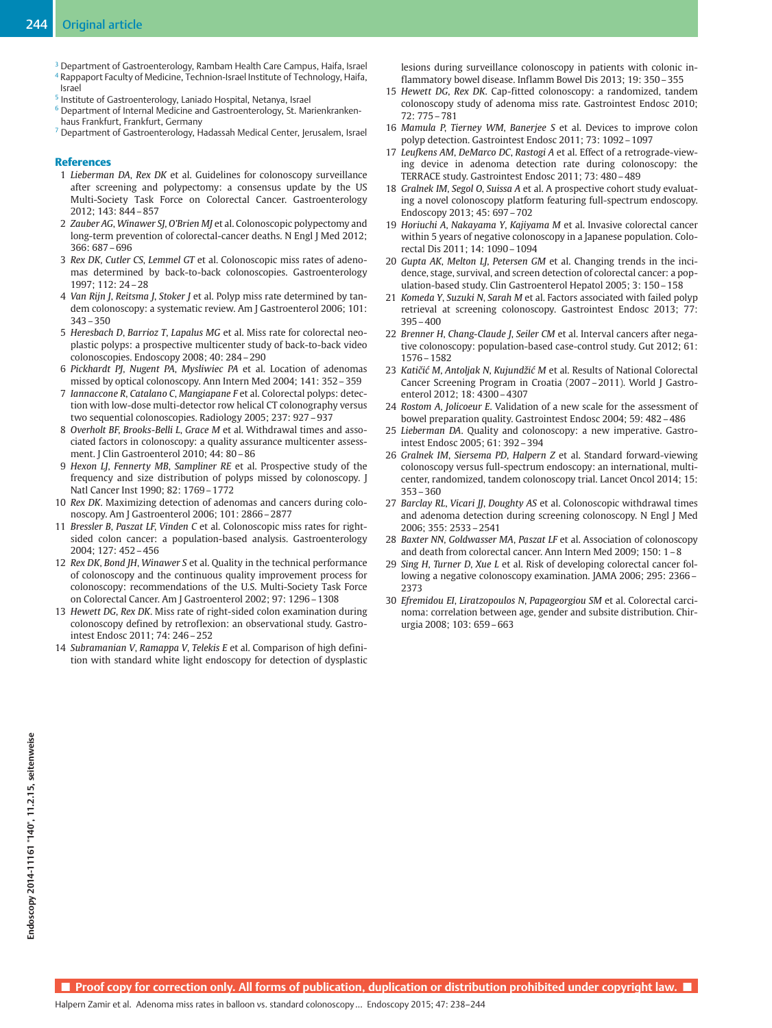[3] Department of Gastroenterology, Rambam Health Care Campus, Haifa, Israel
[4] Rappaport Faculty of Medicine, Technion-Israel Institute of Technology, Haifa, Israel
[5] Institute of Gastroenterology, Laniado Hospital, Netanya, Israel
[6] Department of Internal Medicine and Gastroenterology, St. Marienkrankenhaus Frankfurt, Frankfurt, Germany
[7] Department of Gastroenterology, Hadassah Medical Center, Jerusalem, Israel

## References

1. *Lieberman DA, Rex DK* et al. Guidelines for colonoscopy surveillance after screening and polypectomy: a consensus update by the US Multi-Society Task Force on Colorectal Cancer. Gastroenterology 2012; 143: 844–857
2. *Zauber AG, Winawer SJ, O'Brien MJ* et al. Colonoscopic polypectomy and long-term prevention of colorectal-cancer deaths. N Engl J Med 2012; 366: 687–696
3. *Rex DK, Cutler CS, Lemmel GT* et al. Colonoscopic miss rates of adenomas determined by back-to-back colonoscopies. Gastroenterology 1997; 112: 24–28
4. *Van Rijn J, Reitsma J, Stoker J* et al. Polyp miss rate determined by tandem colonoscopy: a systematic review. Am J Gastroenterol 2006; 101: 343–350
5. *Heresbach D, Barrioz T, Lapalus MG* et al. Miss rate for colorectal neoplastic polyps: a prospective multicenter study of back-to-back video colonoscopies. Endoscopy 2008; 40: 284–290
6. *Pickhardt PJ, Nugent PA, Mysliwiec PA* et al. Location of adenomas missed by optical colonoscopy. Ann Intern Med 2004; 141: 352–359
7. *Iannaccone R, Catalano C, Mangiapane F* et al. Colorectal polyps: detection with low-dose multi-detector row helical CT colonography versus two sequential colonoscopies. Radiology 2005; 237: 927–937
8. *Overholt BF, Brooks-Belli L, Grace M* et al. Withdrawal times and associated factors in colonoscopy: a quality assurance multicenter assessment. J Clin Gastroenterol 2010; 44: 80–86
9. *Hexon LJ, Fennerty MB, Sampliner RE* et al. Prospective study of the frequency and size distribution of polyps missed by colonoscopy. J Natl Cancer Inst 1990; 82: 1769–1772
10. *Rex DK.* Maximizing detection of adenomas and cancers during colonoscopy. Am J Gastroenterol 2006; 101: 2866–2877
11. *Bressler B, Paszat LF, Vinden C* et al. Colonoscopic miss rates for right-sided colon cancer: a population-based analysis. Gastroenterology 2004; 127: 452–456
12. *Rex DK, Bond JH, Winawer S* et al. Quality in the technical performance of colonoscopy and the continuous quality improvement process for colonoscopy: recommendations of the U.S. Multi-Society Task Force on Colorectal Cancer. Am J Gastroenterol 2002; 97: 1296–1308
13. *Hewett DG, Rex DK.* Miss rate of right-sided colon examination during colonoscopy defined by retroflexion: an observational study. Gastrointest Endosc 2011; 74: 246–252
14. *Subramanian V, Ramappa V, Telekis E* et al. Comparison of high definition with standard white light endoscopy for detection of dysplastic lesions during surveillance colonoscopy in patients with colonic inflammatory bowel disease. Inflamm Bowel Dis 2013; 19: 350–355
15. *Hewett DG, Rex DK.* Cap-fitted colonoscopy: a randomized, tandem colonoscopy study of adenoma miss rate. Gastrointest Endosc 2010; 72: 775–781
16. *Mamula P, Tierney WM, Banerjee S* et al. Devices to improve colon polyp detection. Gastrointest Endosc 2011; 73: 1092–1097
17. *Leufkens AM, DeMarco DC, Rastogi A* et al. Effect of a retrograde-viewing device in adenoma detection rate during colonoscopy: the TERRACE study. Gastrointest Endosc 2011; 73: 480–489
18. *Gralnek IM, Segol O, Suissa A* et al. A prospective cohort study evaluating a novel colonoscopy platform featuring full-spectrum endoscopy. Endoscopy 2013; 45: 697–702
19. *Horiuchi A, Nakayama Y, Kajiyama M* et al. Invasive colorectal cancer within 5 years of negative colonoscopy in a Japanese population. Colorectal Dis 2011; 14: 1090–1094
20. *Gupta AK, Melton LJ, Petersen GM* et al. Changing trends in the incidence, stage, survival, and screen detection of colorectal cancer: a population-based study. Clin Gastroenterol Hepatol 2005; 3: 150–158
21. *Komeda Y, Suzuki N, Sarah M* et al. Factors associated with failed polyp retrieval at screening colonoscopy. Gastrointest Endosc 2013; 77: 395–400
22. *Brenner H, Chang-Claude J, Seiler CM* et al. Interval cancers after negative colonoscopy: population-based case-control study. Gut 2012; 61: 1576–1582
23. *Katičić M, Antoljak N, Kujundžić M* et al. Results of National Colorectal Cancer Screening Program in Croatia (2007–2011). World J Gastroenterol 2012; 18: 4300–4307
24. *Rostom A, Jolicoeur E.* Validation of a new scale for the assessment of bowel preparation quality. Gastrointest Endosc 2004; 59: 482–486
25. *Lieberman DA.* Quality and colonoscopy: a new imperative. Gastrointest Endosc 2005; 61: 392–394
26. *Gralnek IM, Siersema PD, Halpern Z* et al. Standard forward-viewing colonoscopy versus full-spectrum endoscopy: an international, multicenter, randomized, tandem colonoscopy trial. Lancet Oncol 2014; 15: 353–360
27. *Barclay RL, Vicari JJ, Doughty AS* et al. Colonoscopic withdrawal times and adenoma detection during screening colonoscopy. N Engl J Med 2006; 355: 2533–2541
28. *Baxter NN, Goldwasser MA, Paszat LF* et al. Association of colonoscopy and death from colorectal cancer. Ann Intern Med 2009; 150: 1–8
29. *Sing H, Turner D, Xue L* et al. Risk of developing colorectal cancer following a negative colonoscopy examination. JAMA 2006; 295: 2366–2373
30. *Efremidou EI, Liratzopoulos N, Papageorgiou SM* et al. Colorectal carcinoma: correlation between age, gender and subsite distribution. Chirurgia 2008; 103: 659–663